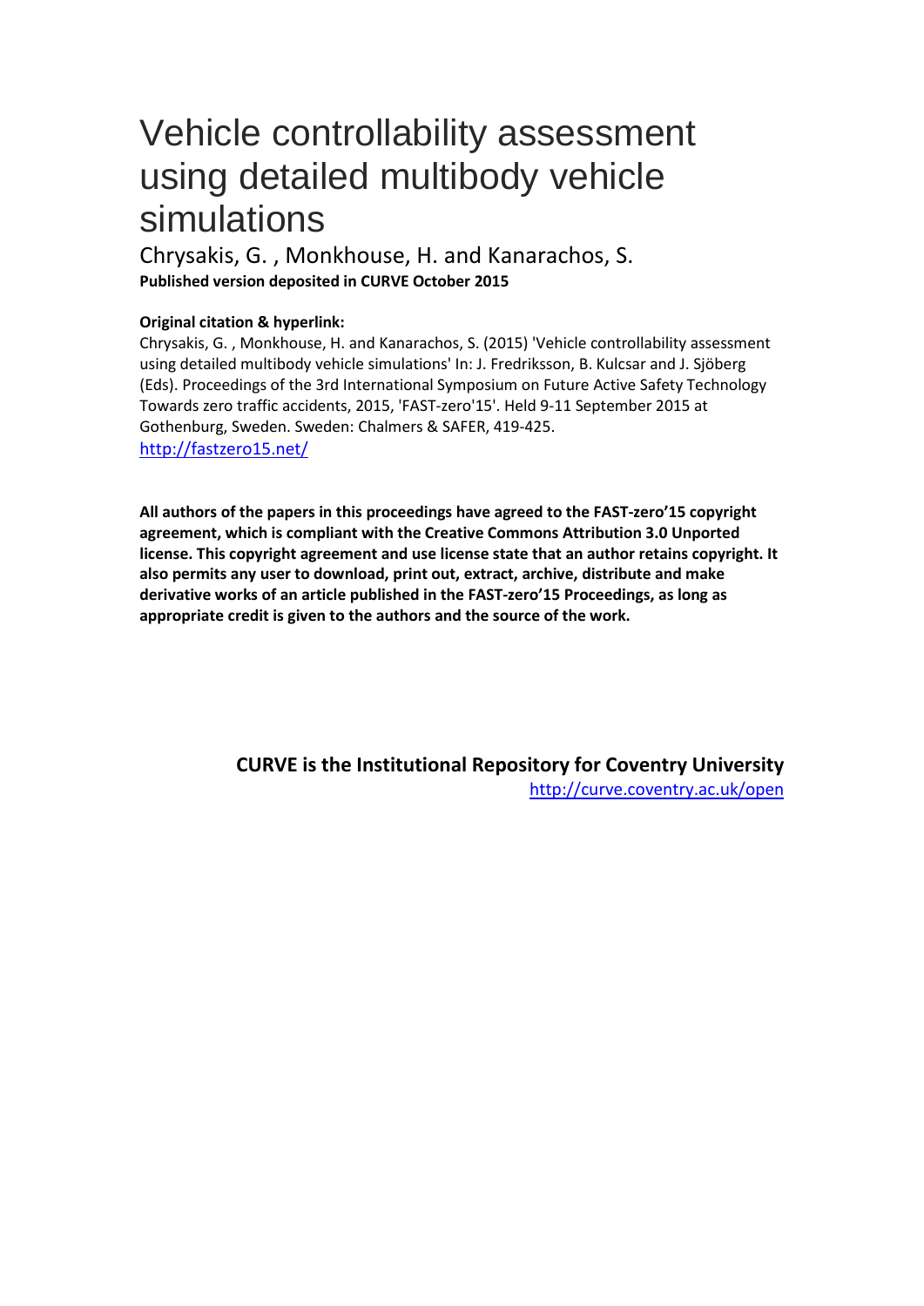# Vehicle controllability assessment using detailed multibody vehicle simulations

Chrysakis, G. , Monkhouse, H. and Kanarachos, S.

**Published version deposited in CURVE October 2015**

**Original citation & hyperlink:**

Chrysakis, G. , Monkhouse, H. and Kanarachos, S. (2015) 'Vehicle controllability assessment using detailed multibody vehicle simulations' In: J. Fredriksson, B. Kulcsar and J. Sjöberg (Eds). Proceedings of the 3rd International Symposium on Future Active Safety Technology Towards zero traffic accidents, 2015, 'FAST-zero'15'. Held 9-11 September 2015 at Gothenburg, Sweden. Sweden: Chalmers & SAFER, 419-425.

http://fastzero15.net/

**All authors of the papers in this proceedings have agreed to the FAST-zero'15 copyright agreement, which is compliant with the Creative Commons Attribution 3.0 Unported license. This copyright agreement and use license state that an author retains copyright. It also permits any user to download, print out, extract, archive, distribute and make derivative works of an article published in the FAST-zero'15 Proceedings, as long as appropriate credit is given to the authors and the source of the work.**

**CURVE is the Institutional Repository for Coventry University**

http://curve.coventry.ac.uk/open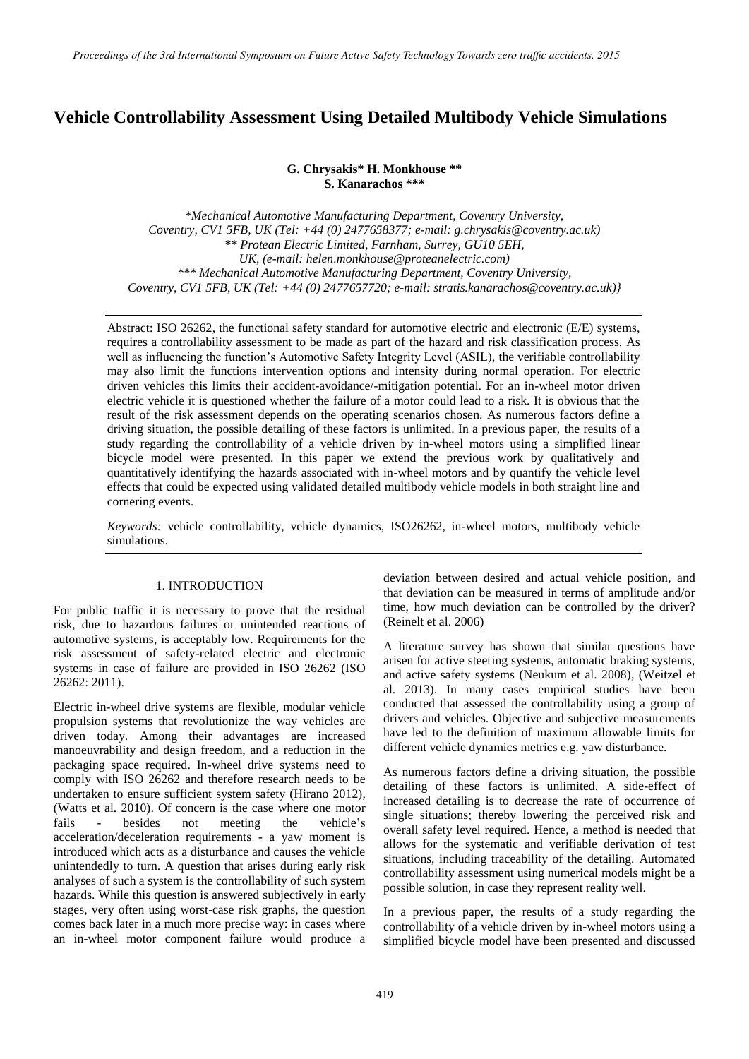# Vehicle Controllability Assessment Using Detailed Multibody Vehicle Simulations

**G. Chrysakis\* H. Monkhouse \*\***
**S. Kanarachos \*\*\***

*\*Mechanical Automotive Manufacturing Department, Coventry University, Coventry, CV1 5FB, UK (Tel: +44 (0) 2477658377; e-mail: g.chrysakis@coventry.ac.uk)*
*\*\* Protean Electric Limited, Farnham, Surrey, GU10 5EH, UK, (e-mail: helen.monkhouse@proteanelectric.com)*
*\*\*\* Mechanical Automotive Manufacturing Department, Coventry University, Coventry, CV1 5FB, UK (Tel: +44 (0) 2477657720; e-mail: stratis.kanarachos@coventry.ac.uk)}*

Abstract: ISO 26262, the functional safety standard for automotive electric and electronic (E/E) systems, requires a controllability assessment to be made as part of the hazard and risk classification process. As well as influencing the function's Automotive Safety Integrity Level (ASIL), the verifiable controllability may also limit the functions intervention options and intensity during normal operation. For electric driven vehicles this limits their accident-avoidance/-mitigation potential. For an in-wheel motor driven electric vehicle it is questioned whether the failure of a motor could lead to a risk. It is obvious that the result of the risk assessment depends on the operating scenarios chosen. As numerous factors define a driving situation, the possible detailing of these factors is unlimited. In a previous paper, the results of a study regarding the controllability of a vehicle driven by in-wheel motors using a simplified linear bicycle model were presented. In this paper we extend the previous work by qualitatively and quantitatively identifying the hazards associated with in-wheel motors and by quantify the vehicle level effects that could be expected using validated detailed multibody vehicle models in both straight line and cornering events.

*Keywords:* vehicle controllability, vehicle dynamics, ISO26262, in-wheel motors, multibody vehicle simulations.

## 1. INTRODUCTION

For public traffic it is necessary to prove that the residual risk, due to hazardous failures or unintended reactions of automotive systems, is acceptably low. Requirements for the risk assessment of safety-related electric and electronic systems in case of failure are provided in ISO 26262 (ISO 26262: 2011).

Electric in-wheel drive systems are flexible, modular vehicle propulsion systems that revolutionize the way vehicles are driven today. Among their advantages are increased manoeuvrability and design freedom, and a reduction in the packaging space required. In-wheel drive systems need to comply with ISO 26262 and therefore research needs to be undertaken to ensure sufficient system safety (Hirano 2012), (Watts et al. 2010). Of concern is the case where one motor fails - besides not meeting the vehicle's acceleration/deceleration requirements - a yaw moment is introduced which acts as a disturbance and causes the vehicle unintendedly to turn. A question that arises during early risk analyses of such a system is the controllability of such system hazards. While this question is answered subjectively in early stages, very often using worst-case risk graphs, the question comes back later in a much more precise way: in cases where an in-wheel motor component failure would produce a deviation between desired and actual vehicle position, and that deviation can be measured in terms of amplitude and/or time, how much deviation can be controlled by the driver? (Reinelt et al. 2006)

A literature survey has shown that similar questions have arisen for active steering systems, automatic braking systems, and active safety systems (Neukum et al. 2008), (Weitzel et al. 2013). In many cases empirical studies have been conducted that assessed the controllability using a group of drivers and vehicles. Objective and subjective measurements have led to the definition of maximum allowable limits for different vehicle dynamics metrics e.g. yaw disturbance.

As numerous factors define a driving situation, the possible detailing of these factors is unlimited. A side-effect of increased detailing is to decrease the rate of occurrence of single situations; thereby lowering the perceived risk and overall safety level required. Hence, a method is needed that allows for the systematic and verifiable derivation of test situations, including traceability of the detailing. Automated controllability assessment using numerical models might be a possible solution, in case they represent reality well.

In a previous paper, the results of a study regarding the controllability of a vehicle driven by in-wheel motors using a simplified bicycle model have been presented and discussed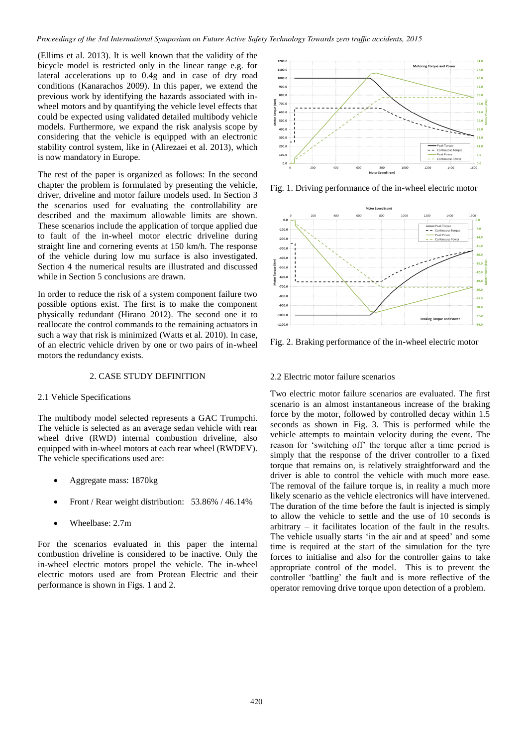(Ellims et al. 2013). It is well known that the validity of the bicycle model is restricted only in the linear range e.g. for lateral accelerations up to 0.4g and in case of dry road conditions (Kanarachos 2009). In this paper, we extend the previous work by identifying the hazards associated with in-wheel motors and by quantifying the vehicle level effects that could be expected using validated detailed multibody vehicle models. Furthermore, we expand the risk analysis scope by considering that the vehicle is equipped with an electronic stability control system, like in (Alirezaei et al. 2013), which is now mandatory in Europe.

The rest of the paper is organized as follows: In the second chapter the problem is formulated by presenting the vehicle, driver, driveline and motor failure models used. In Section 3 the scenarios used for evaluating the controllability are described and the maximum allowable limits are shown. These scenarios include the application of torque applied due to fault of the in-wheel motor electric driveline during straight line and cornering events at 150 km/h. The response of the vehicle during low mu surface is also investigated. Section 4 the numerical results are illustrated and discussed while in Section 5 conclusions are drawn.

In order to reduce the risk of a system component failure two possible options exist. The first is to make the component physically redundant (Hirano 2012). The second one it to reallocate the control commands to the remaining actuators in such a way that risk is minimized (Watts et al. 2010). In case, of an electric vehicle driven by one or two pairs of in-wheel motors the redundancy exists.

## 2. CASE STUDY DEFINITION

### 2.1 Vehicle Specifications

The multibody model selected represents a GAC Trumpchi. The vehicle is selected as an average sedan vehicle with rear wheel drive (RWD) internal combustion driveline, also equipped with in-wheel motors at each rear wheel (RWDEV). The vehicle specifications used are:

- Aggregate mass: 1870kg
- Front / Rear weight distribution: 53.86% / 46.14%
- Wheelbase: 2.7m

For the scenarios evaluated in this paper the internal combustion driveline is considered to be inactive. Only the in-wheel electric motors propel the vehicle. The in-wheel electric motors used are from Protean Electric and their performance is shown in Figs. 1 and 2.

Fig. 1. Driving performance of the in-wheel electric motor

Fig. 2. Braking performance of the in-wheel electric motor

### 2.2 Electric motor failure scenarios

Two electric motor failure scenarios are evaluated. The first scenario is an almost instantaneous increase of the braking force by the motor, followed by controlled decay within 1.5 seconds as shown in Fig. 3. This is performed while the vehicle attempts to maintain velocity during the event. The reason for 'switching off' the torque after a time period is simply that the response of the driver controller to a fixed torque that remains on, is relatively straightforward and the driver is able to control the vehicle with much more ease. The removal of the failure torque is, in reality a much more likely scenario as the vehicle electronics will have intervened. The duration of the time before the fault is injected is simply to allow the vehicle to settle and the use of 10 seconds is arbitrary – it facilitates location of the fault in the results. The vehicle usually starts 'in the air and at speed' and some time is required at the start of the simulation for the tyre forces to initialise and also for the controller gains to take appropriate control of the model. This is to prevent the controller 'battling' the fault and is more reflective of the operator removing drive torque upon detection of a problem.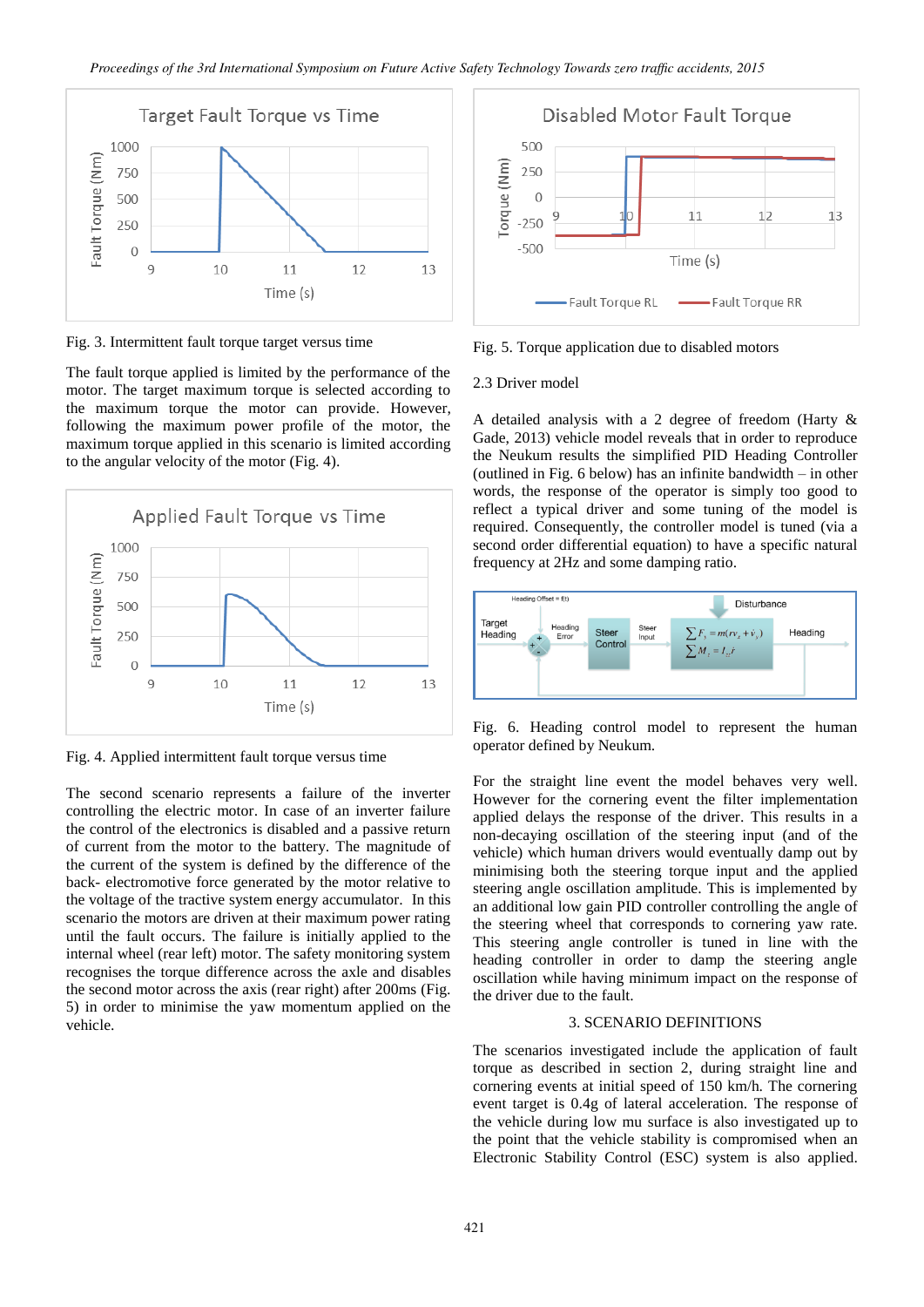Fig. 3. Intermittent fault torque target versus time

The fault torque applied is limited by the performance of the motor. The target maximum torque is selected according to the maximum torque the motor can provide. However, following the maximum power profile of the motor, the maximum torque applied in this scenario is limited according to the angular velocity of the motor (Fig. 4).

Fig. 4. Applied intermittent fault torque versus time

The second scenario represents a failure of the inverter controlling the electric motor. In case of an inverter failure the control of the electronics is disabled and a passive return of current from the motor to the battery. The magnitude of the current of the system is defined by the difference of the back- electromotive force generated by the motor relative to the voltage of the tractive system energy accumulator. In this scenario the motors are driven at their maximum power rating until the fault occurs. The failure is initially applied to the internal wheel (rear left) motor. The safety monitoring system recognises the torque difference across the axle and disables the second motor across the axis (rear right) after 200ms (Fig. 5) in order to minimise the yaw momentum applied on the vehicle.

Fig. 5. Torque application due to disabled motors

### 2.3 Driver model

A detailed analysis with a 2 degree of freedom (Harty & Gade, 2013) vehicle model reveals that in order to reproduce the Neukum results the simplified PID Heading Controller (outlined in Fig. 6 below) has an infinite bandwidth – in other words, the response of the operator is simply too good to reflect a typical driver and some tuning of the model is required. Consequently, the controller model is tuned (via a second order differential equation) to have a specific natural frequency at 2Hz and some damping ratio.

Fig. 6. Heading control model to represent the human operator defined by Neukum.

For the straight line event the model behaves very well. However for the cornering event the filter implementation applied delays the response of the driver. This results in a non-decaying oscillation of the steering input (and of the vehicle) which human drivers would eventually damp out by minimising both the steering torque input and the applied steering angle oscillation amplitude. This is implemented by an additional low gain PID controller controlling the angle of the steering wheel that corresponds to cornering yaw rate. This steering angle controller is tuned in line with the heading controller in order to damp the steering angle oscillation while having minimum impact on the response of the driver due to the fault.

## 3. SCENARIO DEFINITIONS

The scenarios investigated include the application of fault torque as described in section 2, during straight line and cornering events at initial speed of 150 km/h. The cornering event target is 0.4g of lateral acceleration. The response of the vehicle during low mu surface is also investigated up to the point that the vehicle stability is compromised when an Electronic Stability Control (ESC) system is also applied.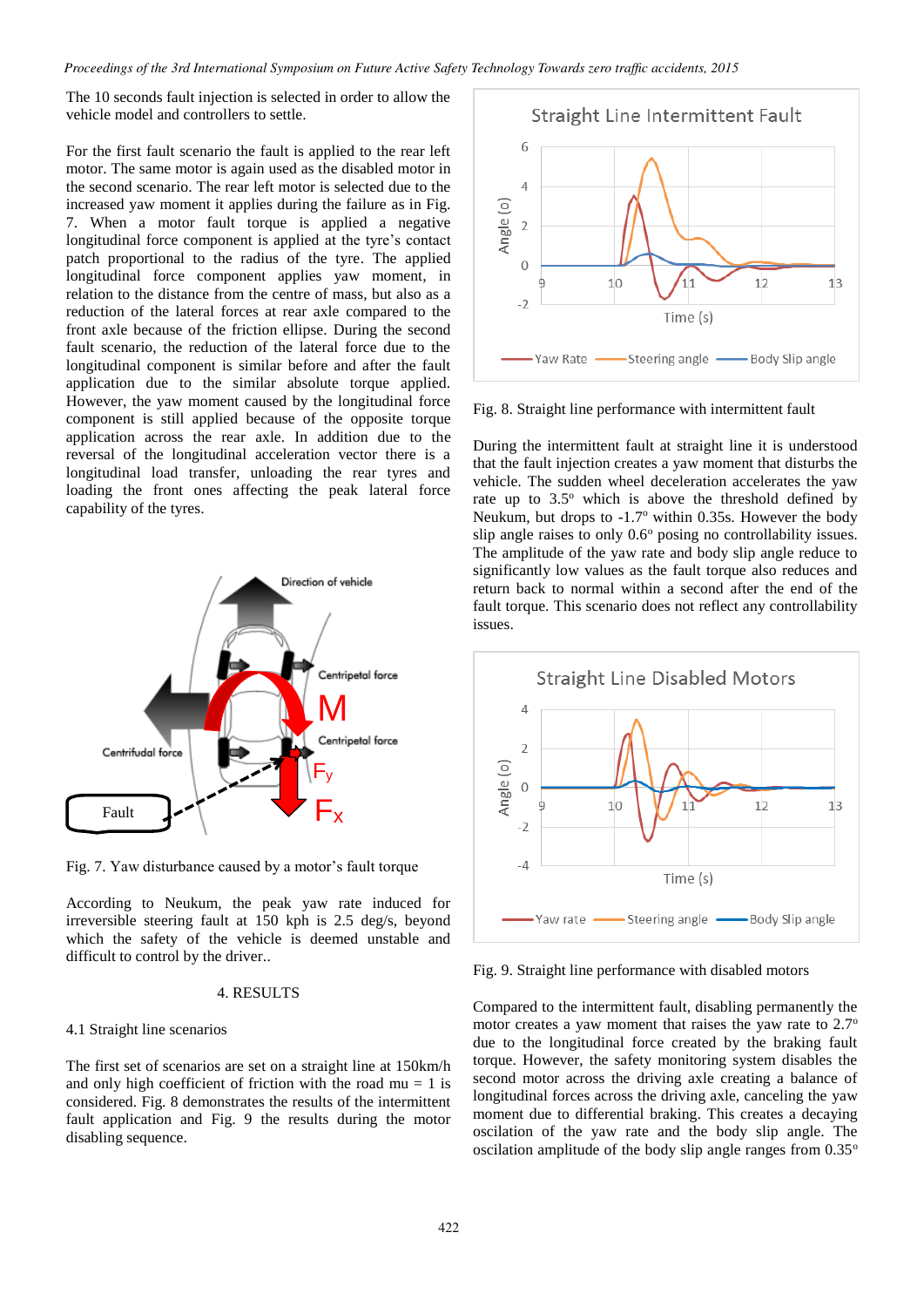The 10 seconds fault injection is selected in order to allow the vehicle model and controllers to settle.

For the first fault scenario the fault is applied to the rear left motor. The same motor is again used as the disabled motor in the second scenario. The rear left motor is selected due to the increased yaw moment it applies during the failure as in Fig. 7. When a motor fault torque is applied a negative longitudinal force component is applied at the tyre's contact patch proportional to the radius of the tyre. The applied longitudinal force component applies yaw moment, in relation to the distance from the centre of mass, but also as a reduction of the lateral forces at rear axle compared to the front axle because of the friction ellipse. During the second fault scenario, the reduction of the lateral force due to the longitudinal component is similar before and after the fault application due to the similar absolute torque applied. However, the yaw moment caused by the longitudinal force component is still applied because of the opposite torque application across the rear axle. In addition due to the reversal of the longitudinal acceleration vector there is a longitudinal load transfer, unloading the rear tyres and loading the front ones affecting the peak lateral force capability of the tyres.

Fig. 7. Yaw disturbance caused by a motor's fault torque

According to Neukum, the peak yaw rate induced for irreversible steering fault at 150 kph is 2.5 deg/s, beyond which the safety of the vehicle is deemed unstable and difficult to control by the driver..

## 4. RESULTS

### 4.1 Straight line scenarios

The first set of scenarios are set on a straight line at 150km/h and only high coefficient of friction with the road mu = 1 is considered. Fig. 8 demonstrates the results of the intermittent fault application and Fig. 9 the results during the motor disabling sequence.

Fig. 8. Straight line performance with intermittent fault

During the intermittent fault at straight line it is understood that the fault injection creates a yaw moment that disturbs the vehicle. The sudden wheel deceleration accelerates the yaw rate up to 3.5º which is above the threshold defined by Neukum, but drops to -1.7º within 0.35s. However the body slip angle raises to only 0.6º posing no controllability issues. The amplitude of the yaw rate and body slip angle reduce to significantly low values as the fault torque also reduces and return back to normal within a second after the end of the fault torque. This scenario does not reflect any controllability issues.

Fig. 9. Straight line performance with disabled motors

Compared to the intermittent fault, disabling permanently the motor creates a yaw moment that raises the yaw rate to 2.7º due to the longitudinal force created by the braking fault torque. However, the safety monitoring system disables the second motor across the driving axle creating a balance of longitudinal forces across the driving axle, canceling the yaw moment due to differential braking. This creates a decaying oscillation of the yaw rate and the body slip angle. The oscillation amplitude of the body slip angle ranges from 0.35º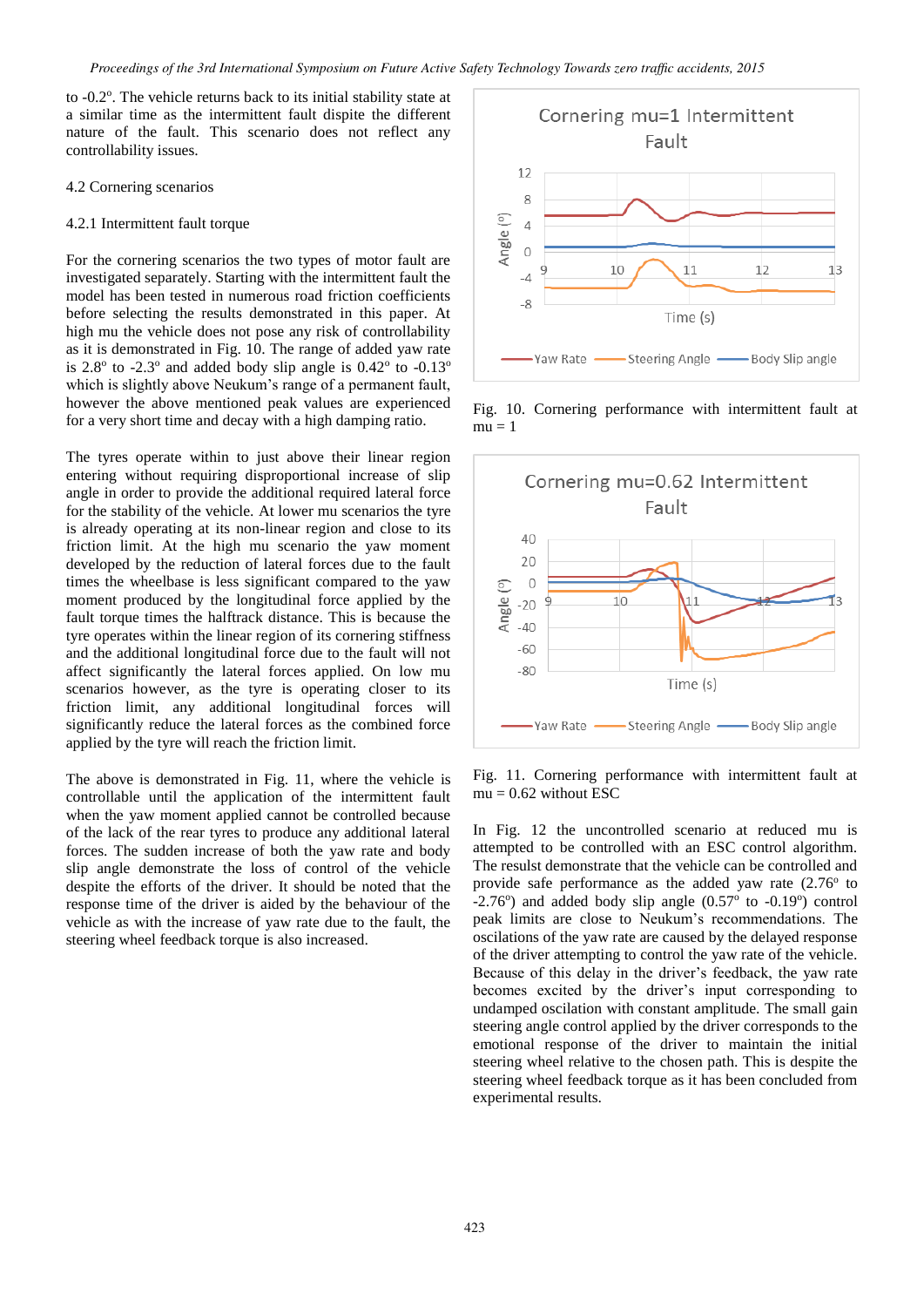to -0.2°. The vehicle returns back to its initial stability state at a similar time as the intermittent fault dispite the different nature of the fault. This scenario does not reflect any controllability issues.

### 4.2 Cornering scenarios

#### 4.2.1 Intermittent fault torque

For the cornering scenarios the two types of motor fault are investigated separately. Starting with the intermittent fault the model has been tested in numerous road friction coefficients before selecting the results demonstrated in this paper. At high mu the vehicle does not pose any risk of controllability as it is demonstrated in Fig. 10. The range of added yaw rate is 2.8° to -2.3° and added body slip angle is 0.42° to -0.13° which is slightly above Neukum's range of a permanent fault, however the above mentioned peak values are experienced for a very short time and decay with a high damping ratio.

The tyres operate within to just above their linear region entering without requiring disproportional increase of slip angle in order to provide the additional required lateral force for the stability of the vehicle. At lower mu scenarios the tyre is already operating at its non-linear region and close to its friction limit. At the high mu scenario the yaw moment developed by the reduction of lateral forces due to the fault times the wheelbase is less significant compared to the yaw moment produced by the longitudinal force applied by the fault torque times the halftrack distance. This is because the tyre operates within the linear region of its cornering stiffness and the additional longitudinal force due to the fault will not affect significantly the lateral forces applied. On low mu scenarios however, as the tyre is operating closer to its friction limit, any additional longitudinal forces will significantly reduce the lateral forces as the combined force applied by the tyre will reach the friction limit.

The above is demonstrated in Fig. 11, where the vehicle is controllable until the application of the intermittent fault when the yaw moment applied cannot be controlled because of the lack of the rear tyres to produce any additional lateral forces. The sudden increase of both the yaw rate and body slip angle demonstrate the loss of control of the vehicle despite the efforts of the driver. It should be noted that the response time of the driver is aided by the behaviour of the vehicle as with the increase of yaw rate due to the fault, the steering wheel feedback torque is also increased.

Fig. 10. Cornering performance with intermittent fault at mu = 1

Fig. 11. Cornering performance with intermittent fault at mu = 0.62 without ESC

In Fig. 12 the uncontrolled scenario at reduced mu is attempted to be controlled with an ESC control algorithm. The resulst demonstrate that the vehicle can be controlled and provide safe performance as the added yaw rate (2.76° to -2.76°) and added body slip angle (0.57° to -0.19°) control peak limits are close to Neukum's recommendations. The oscilations of the yaw rate are caused by the delayed response of the driver attempting to control the yaw rate of the vehicle. Because of this delay in the driver's feedback, the yaw rate becomes excited by the driver's input corresponding to undamped oscillation with constant amplitude. The small gain steering angle control applied by the driver corresponds to the emotional response of the driver to maintain the initial steering wheel relative to the chosen path. This is despite the steering wheel feedback torque as it has been concluded from experimental results.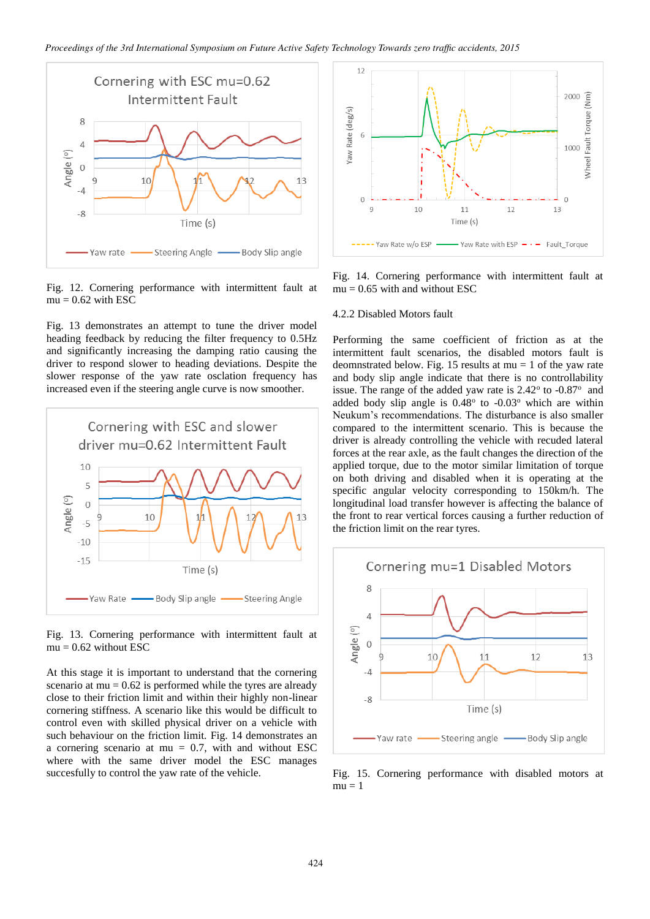Fig. 12. Cornering performance with intermittent fault at mu = 0.62 with ESC

Fig. 13 demonstrates an attempt to tune the driver model heading feedback by reducing the filter frequency to 0.5Hz and significantly increasing the damping ratio causing the driver to respond slower to heading deviations. Despite the slower response of the yaw rate osclation frequency has increased even if the steering angle curve is now smoother.

Fig. 13. Cornering performance with intermittent fault at mu = 0.62 without ESC

At this stage it is important to understand that the cornering scenario at mu = 0.62 is performed while the tyres are already close to their friction limit and within their highly non-linear cornering stiffness. A scenario like this would be difficult to control even with skilled physical driver on a vehicle with such behaviour on the friction limit. Fig. 14 demonstrates an a cornering scenario at mu = 0.7, with and without ESC where with the same driver model the ESC manages succesfully to control the yaw rate of the vehicle.

Fig. 14. Cornering performance with intermittent fault at mu = 0.65 with and without ESC

4.2.2 Disabled Motors fault

Performing the same coefficient of friction as at the intermittent fault scenarios, the disabled motors fault is deomnstrated below. Fig. 15 results at mu = 1 of the yaw rate and body slip angle indicate that there is no controllability issue. The range of the added yaw rate is 2.42° to -0.87° and added body slip angle is 0.48° to -0.03° which are within Neukum's recommendations. The disturbance is also smaller compared to the intermittent scenario. This is because the driver is already controlling the vehicle with recuded lateral forces at the rear axle, as the fault changes the direction of the applied torque, due to the motor similar limitation of torque on both driving and disabled when it is operating at the specific angular velocity corresponding to 150km/h. The longitudinal load transfer however is affecting the balance of the front to rear vertical forces causing a further reduction of the friction limit on the rear tyres.

Fig. 15. Cornering performance with disabled motors at mu = 1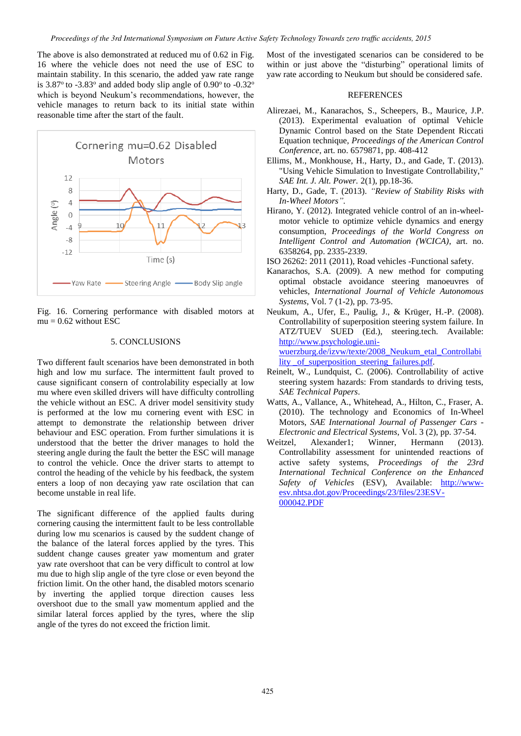The above is also demonstrated at reduced mu of 0.62 in Fig. 16 where the vehicle does not need the use of ESC to maintain stability. In this scenario, the added yaw rate range is 3.87º to -3.83º and added body slip angle of 0.90º to -0.32º which is beyond Neukum's recommendations, however, the vehicle manages to return back to its initial state within reasonable time after the start of the fault.

Cornering mu=0.62 Disabled Motors

Angle (º)

12
8
4
0
-4
-8
-12

9
10
11
12
13

Time (s)

Yaw Rate
Steering Angle
Body Slip angle

Fig. 16. Cornering performance with disabled motors at mu = 0.62 without ESC

## 5. CONCLUSIONS

Two different fault scenarios have been demonstrated in both high and low mu surface. The intermittent fault proved to cause significant consern of controlability especially at low mu where even skilled drivers will have difficulty controlling the vehicle without an ESC. A driver model sensitivity study is performed at the low mu cornering event with ESC in attempt to demonstrate the relationship between driver behaviour and ESC operation. From further simulations it is understood that the better the driver manages to hold the steering angle during the fault the better the ESC will manage to control the vehicle. Once the driver starts to attempt to control the heading of the vehicle by his feedback, the system enters a loop of non decaying yaw rate oscillation that can become unstable in real life.

The significant difference of the applied faults during cornering causing the intermittent fault to be less controllable during low mu scenarios is caused by the suddent change of the balance of the lateral forces applied by the tyres. This suddent change causes greater yaw momentum and grater yaw rate overshoot that can be very difficult to control at low mu due to high slip angle of the tyre close or even beyond the friction limit. On the other hand, the disabled motors scenario by inverting the applied torque direction causes less overshoot due to the small yaw momentum applied and the similar lateral forces applied by the tyres, where the slip angle of the tyres do not exceed the friction limit.

Most of the investigated scenarios can be considered to be within or just above the "disturbing" operational limits of yaw rate according to Neukum but should be considered safe.

## REFERENCES

Alirezaei, M., Kanarachos, S., Scheepers, B., Maurice, J.P. (2013). Experimental evaluation of optimal Vehicle Dynamic Control based on the State Dependent Riccati Equation technique, *Proceedings of the American Control Conference*, art. no. 6579871, pp. 408-412

Ellims, M., Monkhouse, H., Harty, D., and Gade, T. (2013). "Using Vehicle Simulation to Investigate Controllability," *SAE Int. J. Alt. Power.* 2(1), pp.18-36.

Harty, D., Gade, T. (2013). *"Review of Stability Risks with In-Wheel Motors".*

Hirano, Y. (2012). Integrated vehicle control of an in-wheel-motor vehicle to optimize vehicle dynamics and energy consumption, *Proceedings of the World Congress on Intelligent Control and Automation (WCICA)*, art. no. 6358264, pp. 2335-2339.

ISO 26262: 2011 (2011), Road vehicles -Functional safety.

Kanarachos, S.A. (2009). A new method for computing optimal obstacle avoidance steering manoeuvres of vehicles, *International Journal of Vehicle Autonomous Systems*, Vol. 7 (1-2), pp. 73-95.

Neukum, A., Ufer, E., Paulig, J., & Krüger, H.-P. (2008). Controllability of superposition steering system failure. In ATZ/TUEV SUED (Ed.), steering.tech. Available: http://www.psychologie.uni-wuerzburg.de/izvw/texte/2008_Neukum_etal_Controllability_of_superposition_steering_failures.pdf.

Reinelt, W., Lundquist, C. (2006). Controllability of active steering system hazards: From standards to driving tests, *SAE Technical Papers*.

Watts, A., Vallance, A., Whitehead, A., Hilton, C., Fraser, A. (2010). The technology and Economics of In-Wheel Motors, *SAE International Journal of Passenger Cars - Electronic and Electrical Systems*, Vol. 3 (2), pp. 37-54.

Weitzel, Alexander1; Winner, Hermann (2013). Controllability assessment for unintended reactions of active safety systems, *Proceedings of the 23rd International Technical Conference on the Enhanced Safety of Vehicles* (ESV), Available: http://www-esv.nhtsa.dot.gov/Proceedings/23/files/23ESV-000042.PDF